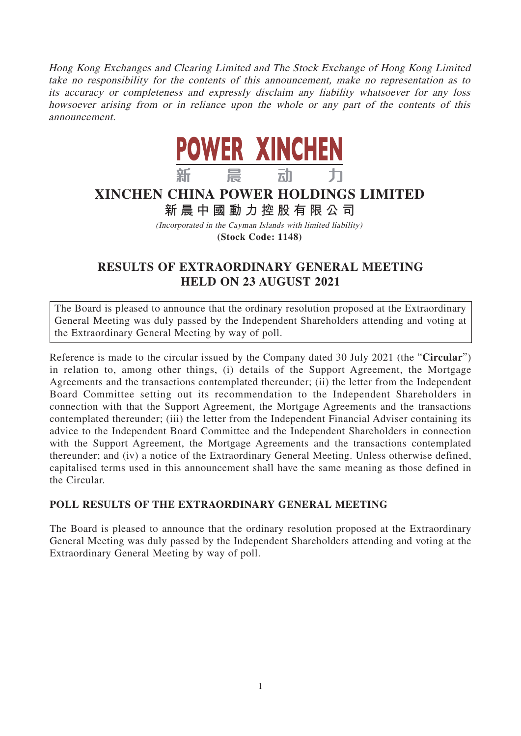*Hong Kong Exchanges and Clearing Limited and The Stock Exchange of Hong Kong Limited take no responsibility for the contents of this announcement, make no representation as to its accuracy or completeness and expressly disclaim any liability whatsoever for any loss howsoever arising from or in reliance upon the whole or any part of the contents of this announcement.*

POWER XINCHEN
新晨动力

# XINCHEN CHINA POWER HOLDINGS LIMITED
# 新晨中國動力控股有限公司

*(Incorporated in the Cayman Islands with limited liability)*

**(Stock Code: 1148)**

## RESULTS OF EXTRAORDINARY GENERAL MEETING HELD ON 23 AUGUST 2021

The Board is pleased to announce that the ordinary resolution proposed at the Extraordinary General Meeting was duly passed by the Independent Shareholders attending and voting at the Extraordinary General Meeting by way of poll.

Reference is made to the circular issued by the Company dated 30 July 2021 (the "**Circular**") in relation to, among other things, (i) details of the Support Agreement, the Mortgage Agreements and the transactions contemplated thereunder; (ii) the letter from the Independent Board Committee setting out its recommendation to the Independent Shareholders in connection with that the Support Agreement, the Mortgage Agreements and the transactions contemplated thereunder; (iii) the letter from the Independent Financial Adviser containing its advice to the Independent Board Committee and the Independent Shareholders in connection with the Support Agreement, the Mortgage Agreements and the transactions contemplated thereunder; and (iv) a notice of the Extraordinary General Meeting. Unless otherwise defined, capitalised terms used in this announcement shall have the same meaning as those defined in the Circular.

### POLL RESULTS OF THE EXTRAORDINARY GENERAL MEETING

The Board is pleased to announce that the ordinary resolution proposed at the Extraordinary General Meeting was duly passed by the Independent Shareholders attending and voting at the Extraordinary General Meeting by way of poll.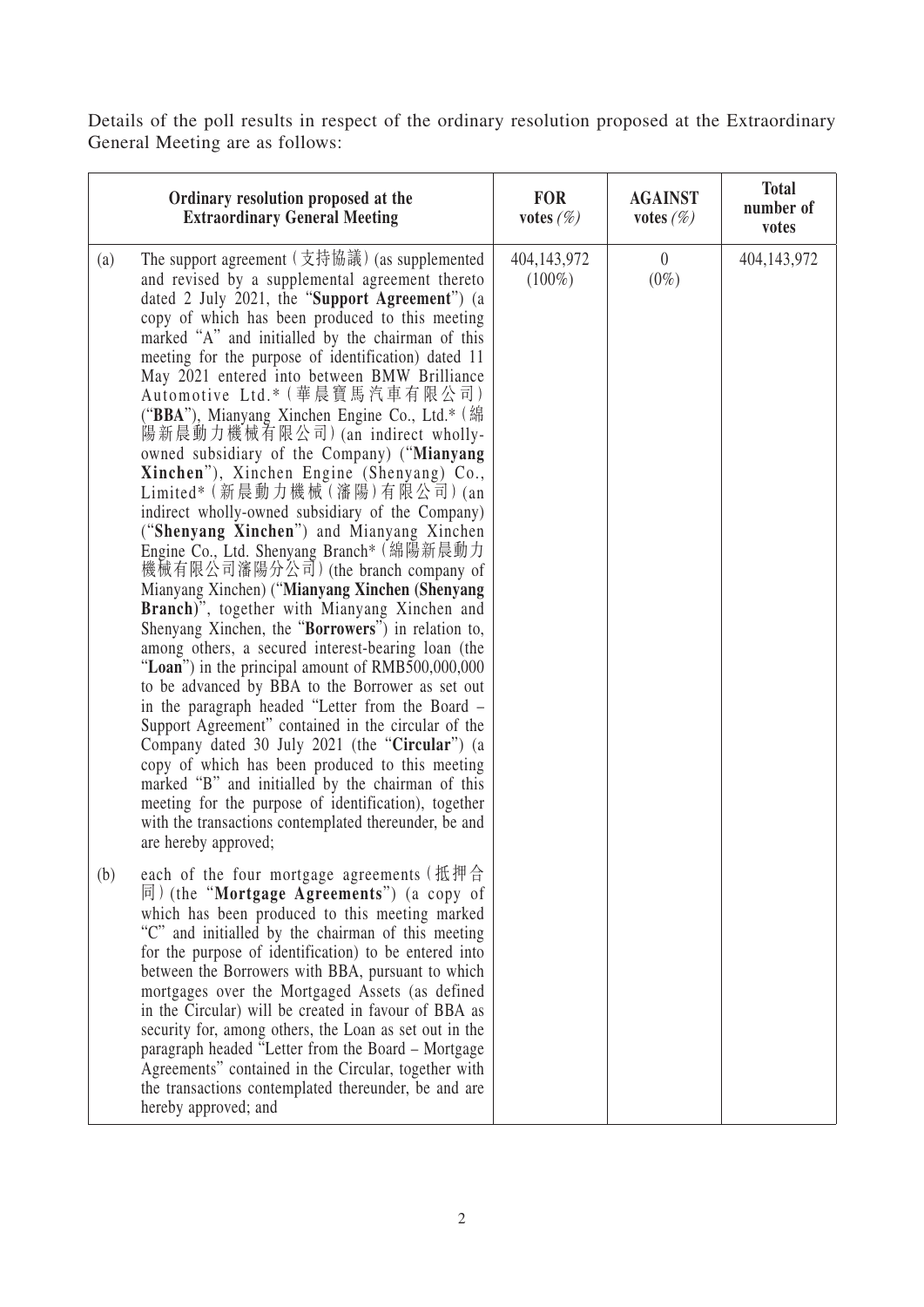Details of the poll results in respect of the ordinary resolution proposed at the Extraordinary General Meeting are as follows:

| | Ordinary resolution proposed at the Extraordinary General Meeting | FOR votes (%) | AGAINST votes (%) | Total number of votes |
|---|---|---|---|---|
| (a) | The support agreement (支持協議) (as supplemented and revised by a supplemental agreement thereto dated 2 July 2021, the "**Support Agreement**") (a copy of which has been produced to this meeting marked "A" and initialled by the chairman of this meeting for the purpose of identification) dated 11 May 2021 entered into between BMW Brilliance Automotive Ltd.* (華晨寶馬汽車有限公司) ("**BBA**"), Mianyang Xinchen Engine Co., Ltd.* (綿陽新晨動力機械有限公司) (an indirect wholly-owned subsidiary of the Company) ("**Mianyang Xinchen**"), Xinchen Engine (Shenyang) Co., Limited* (新晨動力機械(瀋陽)有限公司) (an indirect wholly-owned subsidiary of the Company) ("**Shenyang Xinchen**") and Mianyang Xinchen Engine Co., Ltd. Shenyang Branch* (綿陽新晨動力機械有限公司瀋陽分公司) (the branch company of Mianyang Xinchen) ("**Mianyang Xinchen (Shenyang Branch)**", together with Mianyang Xinchen and Shenyang Xinchen, the "**Borrowers**") in relation to, among others, a secured interest-bearing loan (the "**Loan**") in the principal amount of RMB500,000,000 to be advanced by BBA to the Borrower as set out in the paragraph headed "Letter from the Board – Support Agreement" contained in the circular of the Company dated 30 July 2021 (the "**Circular**") (a copy of which has been produced to this meeting marked "B" and initialled by the chairman of this meeting for the purpose of identification), together with the transactions contemplated thereunder, be and are hereby approved; | 404,143,972 (100%) | 0 (0%) | 404,143,972 |
| (b) | each of the four mortgage agreements (抵押合同) (the "**Mortgage Agreements**") (a copy of which has been produced to this meeting marked "C" and initialled by the chairman of this meeting for the purpose of identification) to be entered into between the Borrowers with BBA, pursuant to which mortgages over the Mortgaged Assets (as defined in the Circular) will be created in favour of BBA as security for, among others, the Loan as set out in the paragraph headed "Letter from the Board – Mortgage Agreements" contained in the Circular, together with the transactions contemplated thereunder, be and are hereby approved; and | | | |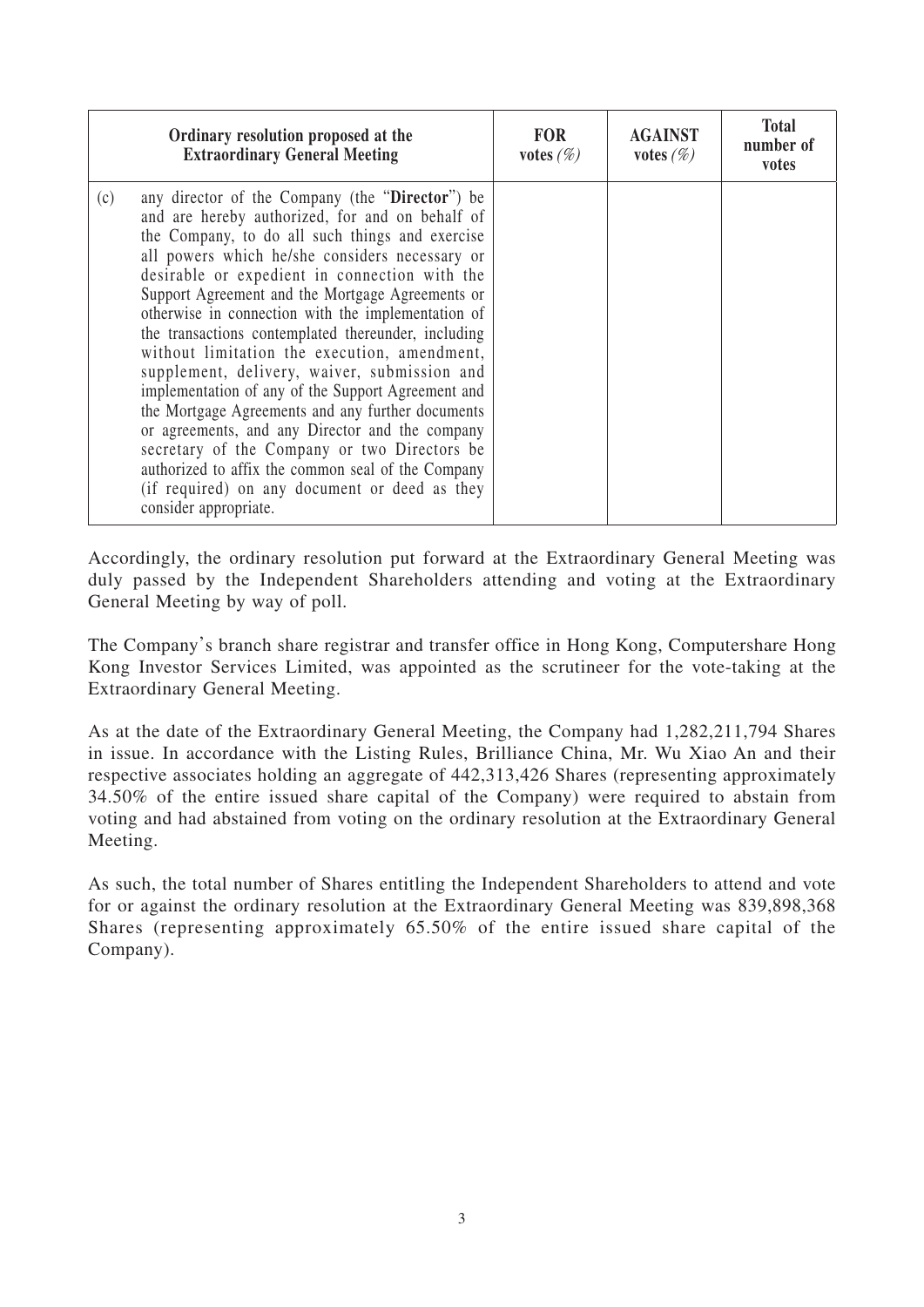| Ordinary resolution proposed at the Extraordinary General Meeting | FOR votes *(%)* | AGAINST votes *(%)* | Total number of votes |
|---|---|---|---|
| (c) any director of the Company (the "**Director**") be and are hereby authorized, for and on behalf of the Company, to do all such things and exercise all powers which he/she considers necessary or desirable or expedient in connection with the Support Agreement and the Mortgage Agreements or otherwise in connection with the implementation of the transactions contemplated thereunder, including without limitation the execution, amendment, supplement, delivery, waiver, submission and implementation of any of the Support Agreement and the Mortgage Agreements and any further documents or agreements, and any Director and the company secretary of the Company or two Directors be authorized to affix the common seal of the Company (if required) on any document or deed as they consider appropriate. | | | |

Accordingly, the ordinary resolution put forward at the Extraordinary General Meeting was duly passed by the Independent Shareholders attending and voting at the Extraordinary General Meeting by way of poll.

The Company's branch share registrar and transfer office in Hong Kong, Computershare Hong Kong Investor Services Limited, was appointed as the scrutineer for the vote-taking at the Extraordinary General Meeting.

As at the date of the Extraordinary General Meeting, the Company had 1,282,211,794 Shares in issue. In accordance with the Listing Rules, Brilliance China, Mr. Wu Xiao An and their respective associates holding an aggregate of 442,313,426 Shares (representing approximately 34.50% of the entire issued share capital of the Company) were required to abstain from voting and had abstained from voting on the ordinary resolution at the Extraordinary General Meeting.

As such, the total number of Shares entitling the Independent Shareholders to attend and vote for or against the ordinary resolution at the Extraordinary General Meeting was 839,898,368 Shares (representing approximately 65.50% of the entire issued share capital of the Company).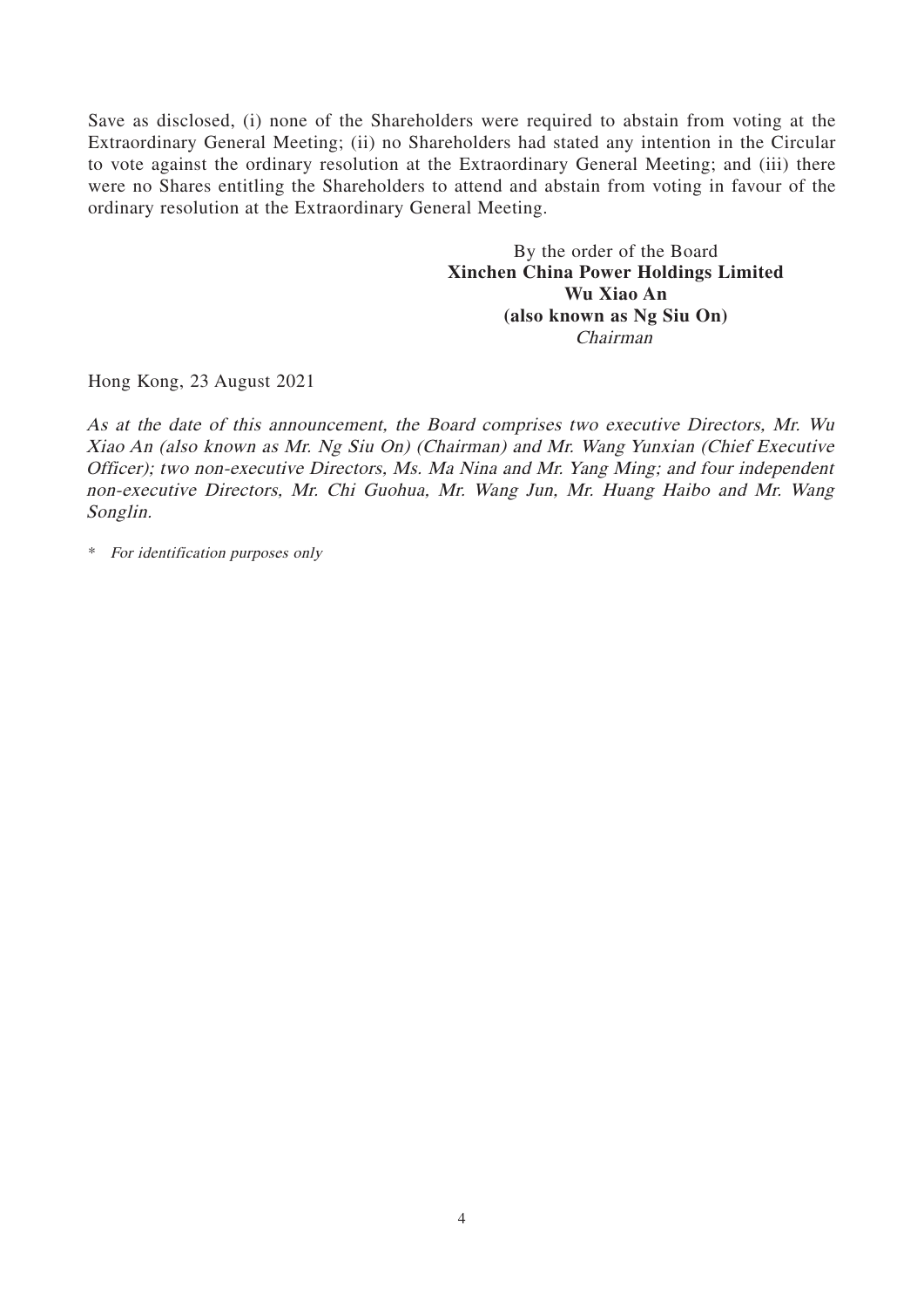Save as disclosed, (i) none of the Shareholders were required to abstain from voting at the Extraordinary General Meeting; (ii) no Shareholders had stated any intention in the Circular to vote against the ordinary resolution at the Extraordinary General Meeting; and (iii) there were no Shares entitling the Shareholders to attend and abstain from voting in favour of the ordinary resolution at the Extraordinary General Meeting.

By the order of the Board
**Xinchen China Power Holdings Limited**
**Wu Xiao An**
**(also known as Ng Siu On)**
*Chairman*

Hong Kong, 23 August 2021

*As at the date of this announcement, the Board comprises two executive Directors, Mr. Wu Xiao An (also known as Mr. Ng Siu On) (Chairman) and Mr. Wang Yunxian (Chief Executive Officer); two non-executive Directors, Ms. Ma Nina and Mr. Yang Ming; and four independent non-executive Directors, Mr. Chi Guohua, Mr. Wang Jun, Mr. Huang Haibo and Mr. Wang Songlin.*

\* *For identification purposes only*